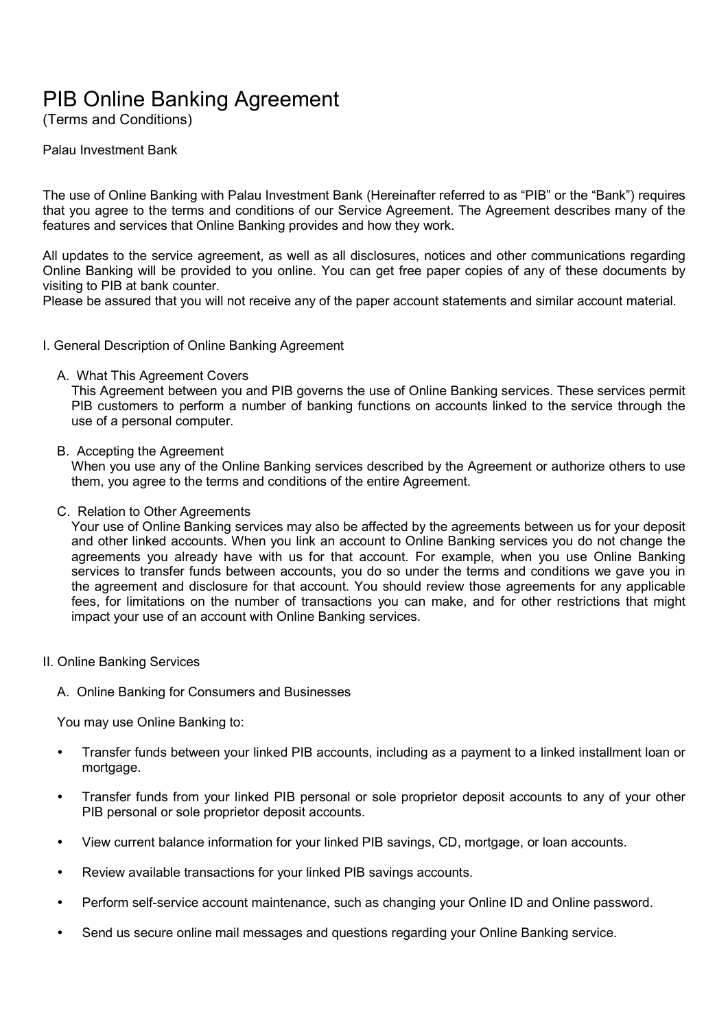# PIB Online Banking Agreement

(Terms and Conditions)

Palau Investment Bank

The use of Online Banking with Palau Investment Bank (Hereinafter referred to as "PIB" or the "Bank") requires that you agree to the terms and conditions of our Service Agreement. The Agreement describes many of the features and services that Online Banking provides and how they work.

All updates to the service agreement, as well as all disclosures, notices and other communications regarding Online Banking will be provided to you online. You can get free paper copies of any of these documents by visiting to PIB at bank counter.
Please be assured that you will not receive any of the paper account statements and similar account material.

## I. General Description of Online Banking Agreement

### A. What This Agreement Covers

This Agreement between you and PIB governs the use of Online Banking services. These services permit PIB customers to perform a number of banking functions on accounts linked to the service through the use of a personal computer.

### B. Accepting the Agreement

When you use any of the Online Banking services described by the Agreement or authorize others to use them, you agree to the terms and conditions of the entire Agreement.

### C. Relation to Other Agreements

Your use of Online Banking services may also be affected by the agreements between us for your deposit and other linked accounts. When you link an account to Online Banking services you do not change the agreements you already have with us for that account. For example, when you use Online Banking services to transfer funds between accounts, you do so under the terms and conditions we gave you in the agreement and disclosure for that account. You should review those agreements for any applicable fees, for limitations on the number of transactions you can make, and for other restrictions that might impact your use of an account with Online Banking services.

## II. Online Banking Services

### A. Online Banking for Consumers and Businesses

You may use Online Banking to:

- Transfer funds between your linked PIB accounts, including as a payment to a linked installment loan or mortgage.
- Transfer funds from your linked PIB personal or sole proprietor deposit accounts to any of your other PIB personal or sole proprietor deposit accounts.
- View current balance information for your linked PIB savings, CD, mortgage, or loan accounts.
- Review available transactions for your linked PIB savings accounts.
- Perform self-service account maintenance, such as changing your Online ID and Online password.
- Send us secure online mail messages and questions regarding your Online Banking service.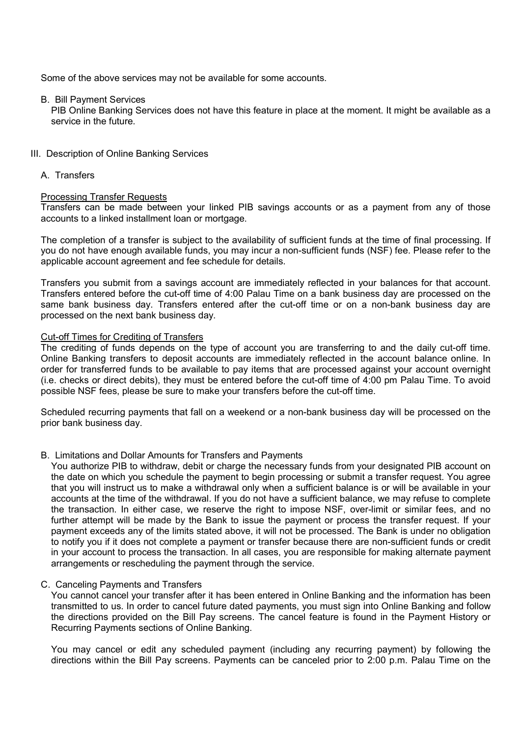Some of the above services may not be available for some accounts.

B. Bill Payment Services
PIB Online Banking Services does not have this feature in place at the moment. It might be available as a service in the future.

## III. Description of Online Banking Services

### A. Transfers

Processing Transfer Requests
Transfers can be made between your linked PIB savings accounts or as a payment from any of those accounts to a linked installment loan or mortgage.

The completion of a transfer is subject to the availability of sufficient funds at the time of final processing. If you do not have enough available funds, you may incur a non-sufficient funds (NSF) fee. Please refer to the applicable account agreement and fee schedule for details.

Transfers you submit from a savings account are immediately reflected in your balances for that account. Transfers entered before the cut-off time of 4:00 Palau Time on a bank business day are processed on the same bank business day. Transfers entered after the cut-off time or on a non-bank business day are processed on the next bank business day.

Cut-off Times for Crediting of Transfers
The crediting of funds depends on the type of account you are transferring to and the daily cut-off time. Online Banking transfers to deposit accounts are immediately reflected in the account balance online. In order for transferred funds to be available to pay items that are processed against your account overnight (i.e. checks or direct debits), they must be entered before the cut-off time of 4:00 pm Palau Time. To avoid possible NSF fees, please be sure to make your transfers before the cut-off time.

Scheduled recurring payments that fall on a weekend or a non-bank business day will be processed on the prior bank business day.

### B. Limitations and Dollar Amounts for Transfers and Payments

You authorize PIB to withdraw, debit or charge the necessary funds from your designated PIB account on the date on which you schedule the payment to begin processing or submit a transfer request. You agree that you will instruct us to make a withdrawal only when a sufficient balance is or will be available in your accounts at the time of the withdrawal. If you do not have a sufficient balance, we may refuse to complete the transaction. In either case, we reserve the right to impose NSF, over-limit or similar fees, and no further attempt will be made by the Bank to issue the payment or process the transfer request. If your payment exceeds any of the limits stated above, it will not be processed. The Bank is under no obligation to notify you if it does not complete a payment or transfer because there are non-sufficient funds or credit in your account to process the transaction. In all cases, you are responsible for making alternate payment arrangements or rescheduling the payment through the service.

### C. Canceling Payments and Transfers

You cannot cancel your transfer after it has been entered in Online Banking and the information has been transmitted to us. In order to cancel future dated payments, you must sign into Online Banking and follow the directions provided on the Bill Pay screens. The cancel feature is found in the Payment History or Recurring Payments sections of Online Banking.

You may cancel or edit any scheduled payment (including any recurring payment) by following the directions within the Bill Pay screens. Payments can be canceled prior to 2:00 p.m. Palau Time on the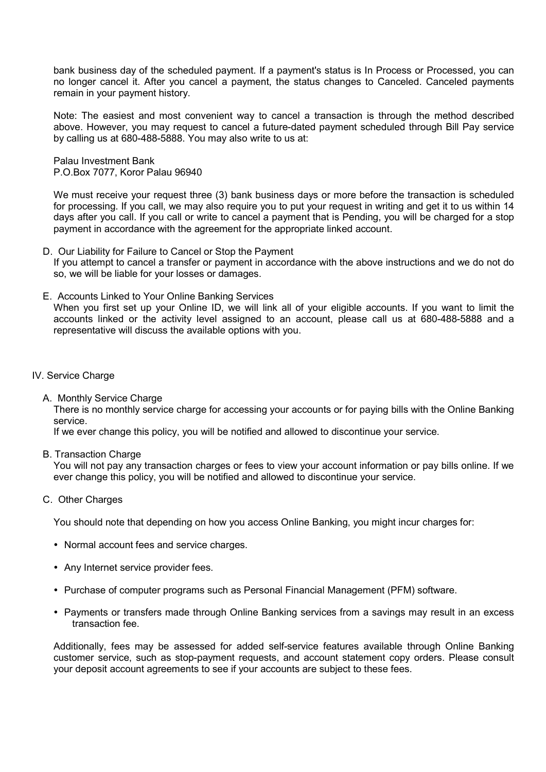bank business day of the scheduled payment. If a payment's status is In Process or Processed, you can no longer cancel it. After you cancel a payment, the status changes to Canceled. Canceled payments remain in your payment history.

Note: The easiest and most convenient way to cancel a transaction is through the method described above. However, you may request to cancel a future-dated payment scheduled through Bill Pay service by calling us at 680-488-5888. You may also write to us at:

Palau Investment Bank
P.O.Box 7077, Koror Palau 96940

We must receive your request three (3) bank business days or more before the transaction is scheduled for processing. If you call, we may also require you to put your request in writing and get it to us within 14 days after you call. If you call or write to cancel a payment that is Pending, you will be charged for a stop payment in accordance with the agreement for the appropriate linked account.

D. Our Liability for Failure to Cancel or Stop the Payment

If you attempt to cancel a transfer or payment in accordance with the above instructions and we do not do so, we will be liable for your losses or damages.

E. Accounts Linked to Your Online Banking Services

When you first set up your Online ID, we will link all of your eligible accounts. If you want to limit the accounts linked or the activity level assigned to an account, please call us at 680-488-5888 and a representative will discuss the available options with you.

## IV. Service Charge

A. Monthly Service Charge

There is no monthly service charge for accessing your accounts or for paying bills with the Online Banking service.

If we ever change this policy, you will be notified and allowed to discontinue your service.

B. Transaction Charge

You will not pay any transaction charges or fees to view your account information or pay bills online. If we ever change this policy, you will be notified and allowed to discontinue your service.

C. Other Charges

You should note that depending on how you access Online Banking, you might incur charges for:

- Normal account fees and service charges.
- Any Internet service provider fees.
- Purchase of computer programs such as Personal Financial Management (PFM) software.
- Payments or transfers made through Online Banking services from a savings may result in an excess transaction fee.

Additionally, fees may be assessed for added self-service features available through Online Banking customer service, such as stop-payment requests, and account statement copy orders. Please consult your deposit account agreements to see if your accounts are subject to these fees.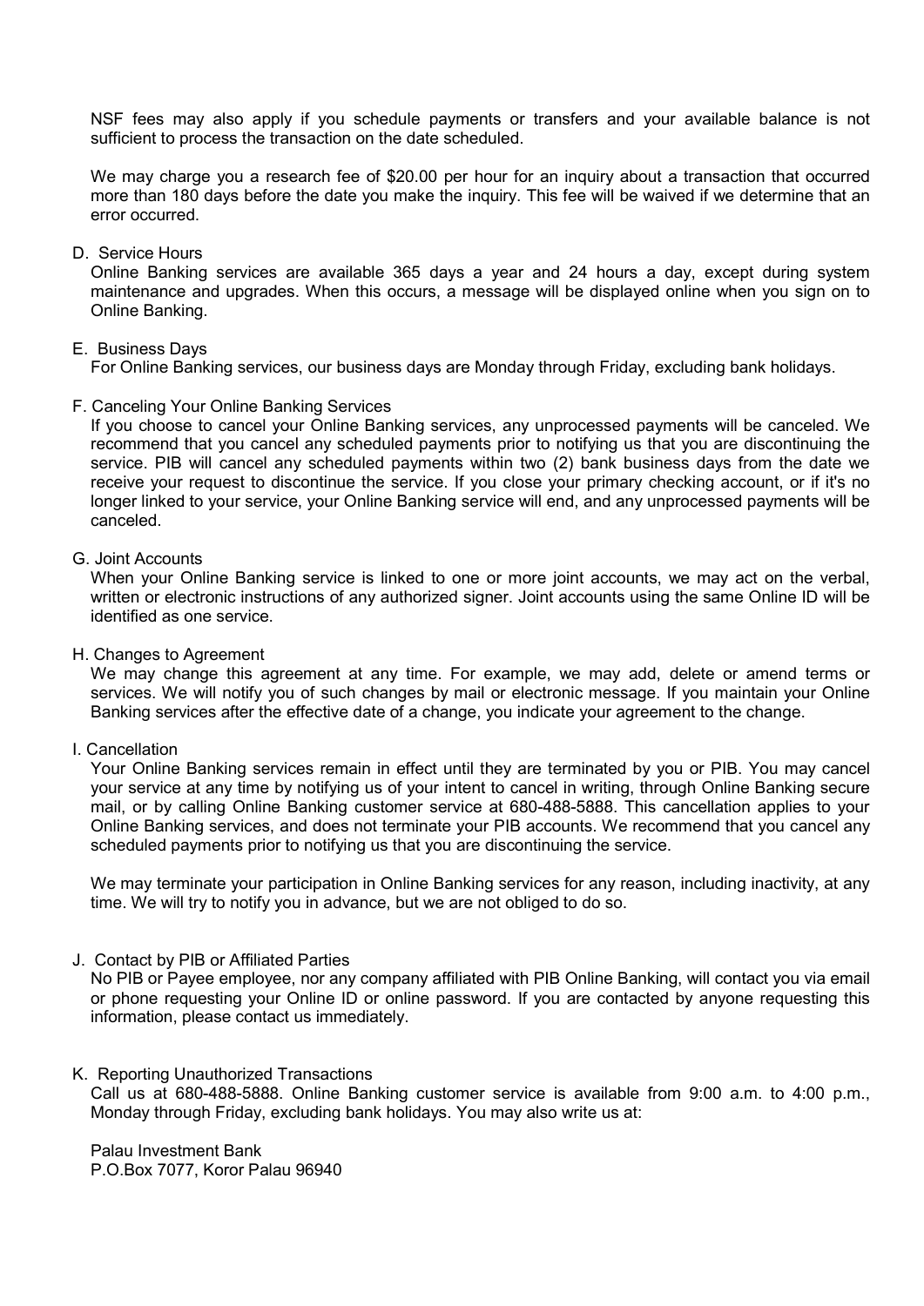NSF fees may also apply if you schedule payments or transfers and your available balance is not sufficient to process the transaction on the date scheduled.

We may charge you a research fee of $20.00 per hour for an inquiry about a transaction that occurred more than 180 days before the date you make the inquiry. This fee will be waived if we determine that an error occurred.

D. Service Hours

Online Banking services are available 365 days a year and 24 hours a day, except during system maintenance and upgrades. When this occurs, a message will be displayed online when you sign on to Online Banking.

E. Business Days

For Online Banking services, our business days are Monday through Friday, excluding bank holidays.

F. Canceling Your Online Banking Services

If you choose to cancel your Online Banking services, any unprocessed payments will be canceled. We recommend that you cancel any scheduled payments prior to notifying us that you are discontinuing the service. PIB will cancel any scheduled payments within two (2) bank business days from the date we receive your request to discontinue the service. If you close your primary checking account, or if it's no longer linked to your service, your Online Banking service will end, and any unprocessed payments will be canceled.

G. Joint Accounts

When your Online Banking service is linked to one or more joint accounts, we may act on the verbal, written or electronic instructions of any authorized signer. Joint accounts using the same Online ID will be identified as one service.

H. Changes to Agreement

We may change this agreement at any time. For example, we may add, delete or amend terms or services. We will notify you of such changes by mail or electronic message. If you maintain your Online Banking services after the effective date of a change, you indicate your agreement to the change.

I. Cancellation

Your Online Banking services remain in effect until they are terminated by you or PIB. You may cancel your service at any time by notifying us of your intent to cancel in writing, through Online Banking secure mail, or by calling Online Banking customer service at 680-488-5888. This cancellation applies to your Online Banking services, and does not terminate your PIB accounts. We recommend that you cancel any scheduled payments prior to notifying us that you are discontinuing the service.

We may terminate your participation in Online Banking services for any reason, including inactivity, at any time. We will try to notify you in advance, but we are not obliged to do so.

J. Contact by PIB or Affiliated Parties

No PIB or Payee employee, nor any company affiliated with PIB Online Banking, will contact you via email or phone requesting your Online ID or online password. If you are contacted by anyone requesting this information, please contact us immediately.

K. Reporting Unauthorized Transactions

Call us at 680-488-5888. Online Banking customer service is available from 9:00 a.m. to 4:00 p.m., Monday through Friday, excluding bank holidays. You may also write us at:

Palau Investment Bank
P.O.Box 7077, Koror Palau 96940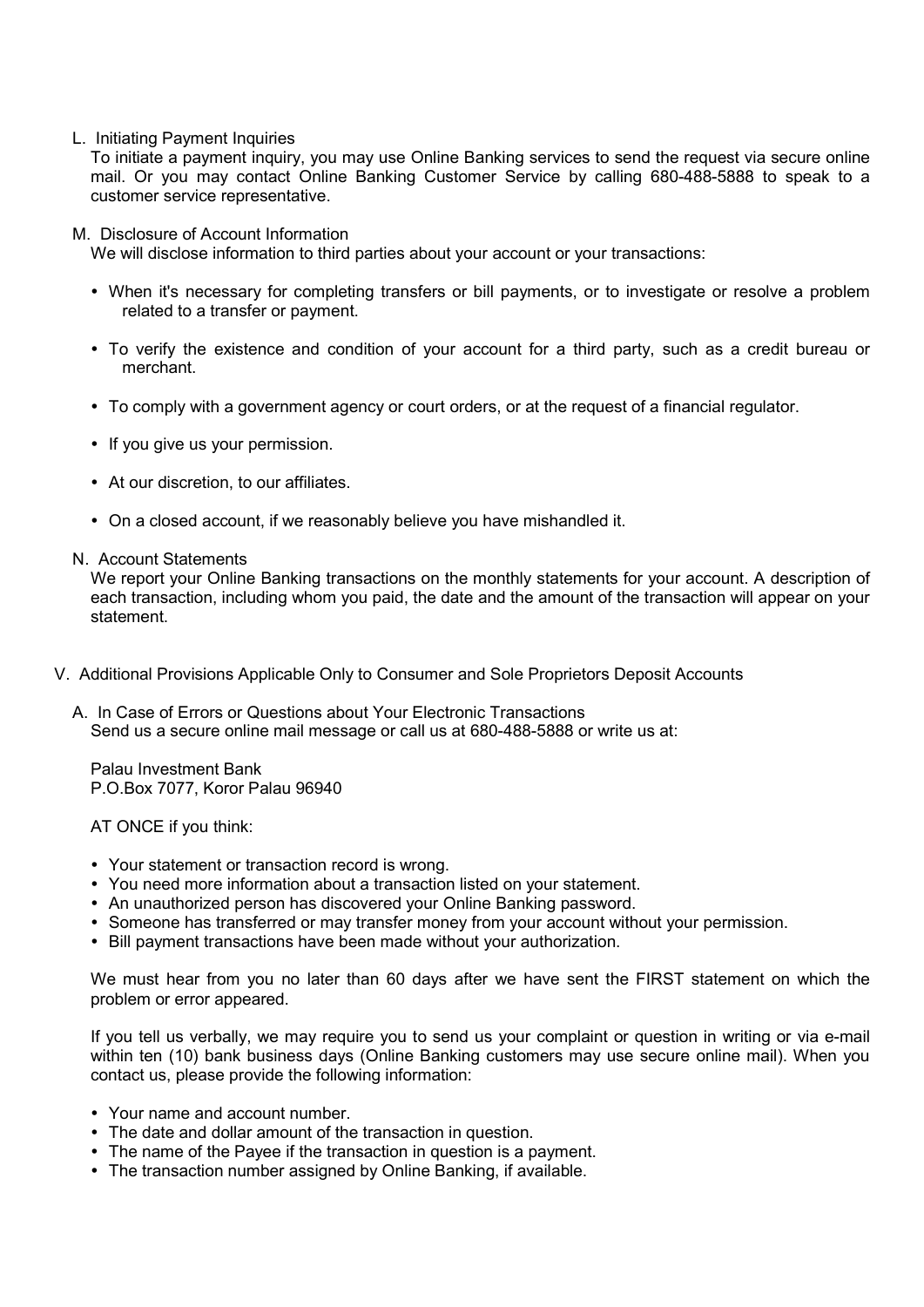### L. Initiating Payment Inquiries

To initiate a payment inquiry, you may use Online Banking services to send the request via secure online mail. Or you may contact Online Banking Customer Service by calling 680-488-5888 to speak to a customer service representative.

### M. Disclosure of Account Information

We will disclose information to third parties about your account or your transactions:

- When it's necessary for completing transfers or bill payments, or to investigate or resolve a problem related to a transfer or payment.
- To verify the existence and condition of your account for a third party, such as a credit bureau or merchant.
- To comply with a government agency or court orders, or at the request of a financial regulator.
- If you give us your permission.
- At our discretion, to our affiliates.
- On a closed account, if we reasonably believe you have mishandled it.

### N. Account Statements

We report your Online Banking transactions on the monthly statements for your account. A description of each transaction, including whom you paid, the date and the amount of the transaction will appear on your statement.

## V. Additional Provisions Applicable Only to Consumer and Sole Proprietors Deposit Accounts

### A. In Case of Errors or Questions about Your Electronic Transactions

Send us a secure online mail message or call us at 680-488-5888 or write us at:

Palau Investment Bank
P.O.Box 7077, Koror Palau 96940

AT ONCE if you think:

- Your statement or transaction record is wrong.
- You need more information about a transaction listed on your statement.
- An unauthorized person has discovered your Online Banking password.
- Someone has transferred or may transfer money from your account without your permission.
- Bill payment transactions have been made without your authorization.

We must hear from you no later than 60 days after we have sent the FIRST statement on which the problem or error appeared.

If you tell us verbally, we may require you to send us your complaint or question in writing or via e-mail within ten (10) bank business days (Online Banking customers may use secure online mail). When you contact us, please provide the following information:

- Your name and account number.
- The date and dollar amount of the transaction in question.
- The name of the Payee if the transaction in question is a payment.
- The transaction number assigned by Online Banking, if available.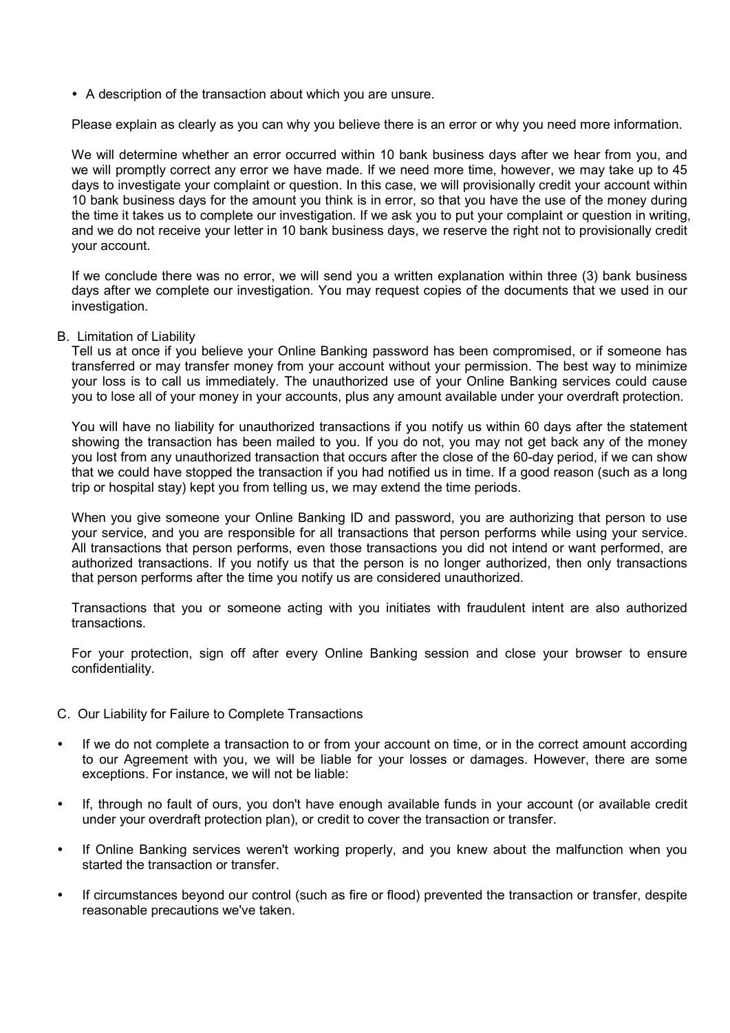- A description of the transaction about which you are unsure.

Please explain as clearly as you can why you believe there is an error or why you need more information.

We will determine whether an error occurred within 10 bank business days after we hear from you, and we will promptly correct any error we have made. If we need more time, however, we may take up to 45 days to investigate your complaint or question. In this case, we will provisionally credit your account within 10 bank business days for the amount you think is in error, so that you have the use of the money during the time it takes us to complete our investigation. If we ask you to put your complaint or question in writing, and we do not receive your letter in 10 bank business days, we reserve the right not to provisionally credit your account.

If we conclude there was no error, we will send you a written explanation within three (3) bank business days after we complete our investigation. You may request copies of the documents that we used in our investigation.

B. Limitation of Liability

Tell us at once if you believe your Online Banking password has been compromised, or if someone has transferred or may transfer money from your account without your permission. The best way to minimize your loss is to call us immediately. The unauthorized use of your Online Banking services could cause you to lose all of your money in your accounts, plus any amount available under your overdraft protection.

You will have no liability for unauthorized transactions if you notify us within 60 days after the statement showing the transaction has been mailed to you. If you do not, you may not get back any of the money you lost from any unauthorized transaction that occurs after the close of the 60-day period, if we can show that we could have stopped the transaction if you had notified us in time. If a good reason (such as a long trip or hospital stay) kept you from telling us, we may extend the time periods.

When you give someone your Online Banking ID and password, you are authorizing that person to use your service, and you are responsible for all transactions that person performs while using your service. All transactions that person performs, even those transactions you did not intend or want performed, are authorized transactions. If you notify us that the person is no longer authorized, then only transactions that person performs after the time you notify us are considered unauthorized.

Transactions that you or someone acting with you initiates with fraudulent intent are also authorized transactions.

For your protection, sign off after every Online Banking session and close your browser to ensure confidentiality.

C. Our Liability for Failure to Complete Transactions

- If we do not complete a transaction to or from your account on time, or in the correct amount according to our Agreement with you, we will be liable for your losses or damages. However, there are some exceptions. For instance, we will not be liable:
- If, through no fault of ours, you don't have enough available funds in your account (or available credit under your overdraft protection plan), or credit to cover the transaction or transfer.
- If Online Banking services weren't working properly, and you knew about the malfunction when you started the transaction or transfer.
- If circumstances beyond our control (such as fire or flood) prevented the transaction or transfer, despite reasonable precautions we've taken.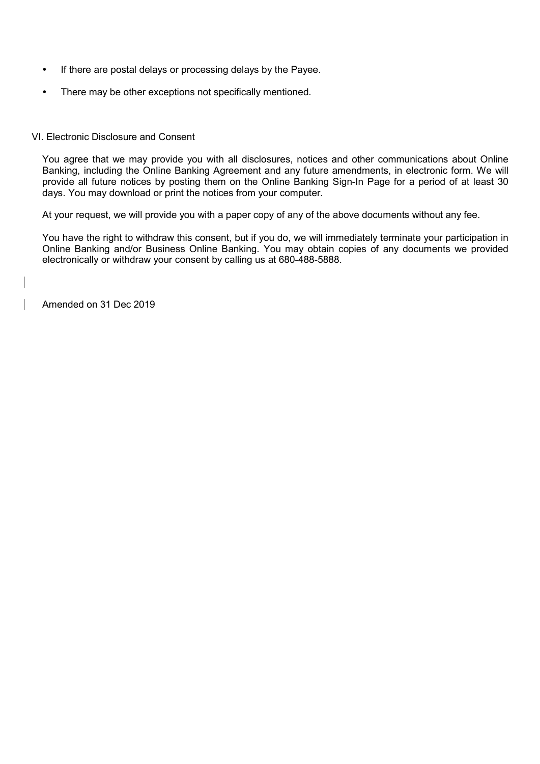- If there are postal delays or processing delays by the Payee.
- There may be other exceptions not specifically mentioned.

## VI. Electronic Disclosure and Consent

You agree that we may provide you with all disclosures, notices and other communications about Online Banking, including the Online Banking Agreement and any future amendments, in electronic form. We will provide all future notices by posting them on the Online Banking Sign-In Page for a period of at least 30 days. You may download or print the notices from your computer.

At your request, we will provide you with a paper copy of any of the above documents without any fee.

You have the right to withdraw this consent, but if you do, we will immediately terminate your participation in Online Banking and/or Business Online Banking. You may obtain copies of any documents we provided electronically or withdraw your consent by calling us at 680-488-5888.

Amended on 31 Dec 2019